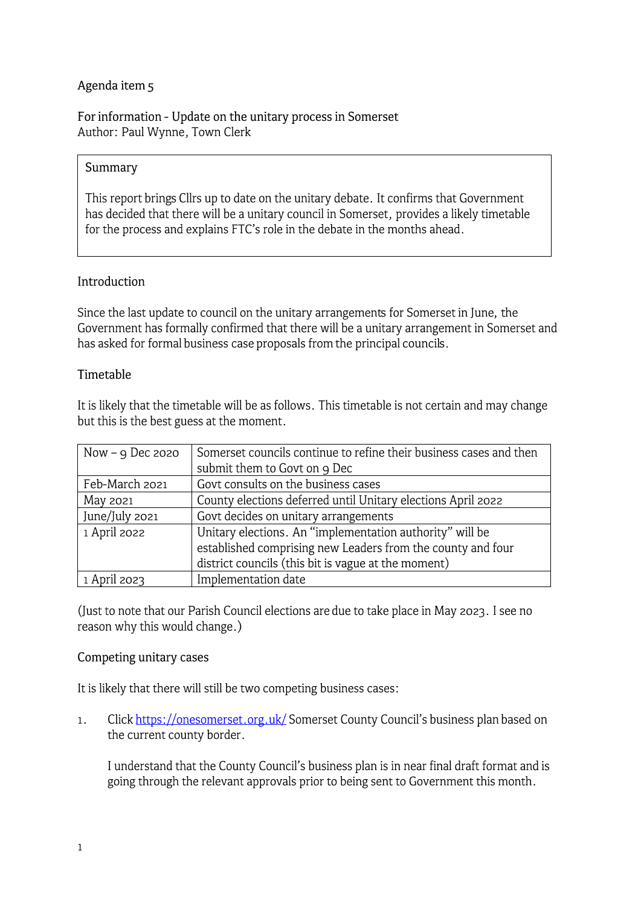Agenda item 5

For information - Update on the unitary process in Somerset
Author: Paul Wynne, Town Clerk

> Summary
>
> This report brings Cllrs up to date on the unitary debate. It confirms that Government has decided that there will be a unitary council in Somerset, provides a likely timetable for the process and explains FTC's role in the debate in the months ahead.

## Introduction

Since the last update to council on the unitary arrangements for Somerset in June, the Government has formally confirmed that there will be a unitary arrangement in Somerset and has asked for formal business case proposals from the principal councils.

## Timetable

It is likely that the timetable will be as follows. This timetable is not certain and may change but this is the best guess at the moment.

| | |
|---|---|
| Now – 9 Dec 2020 | Somerset councils continue to refine their business cases and then submit them to Govt on 9 Dec |
| Feb-March 2021 | Govt consults on the business cases |
| May 2021 | County elections deferred until Unitary elections April 2022 |
| June/July 2021 | Govt decides on unitary arrangements |
| 1 April 2022 | Unitary elections. An "implementation authority" will be established comprising new Leaders from the county and four district councils (this bit is vague at the moment) |
| 1 April 2023 | Implementation date |

(Just to note that our Parish Council elections are due to take place in May 2023. I see no reason why this would change.)

## Competing unitary cases

It is likely that there will still be two competing business cases:

1. Click https://onesomerset.org.uk/ Somerset County Council's business plan based on the current county border.

   I understand that the County Council's business plan is in near final draft format and is going through the relevant approvals prior to being sent to Government this month.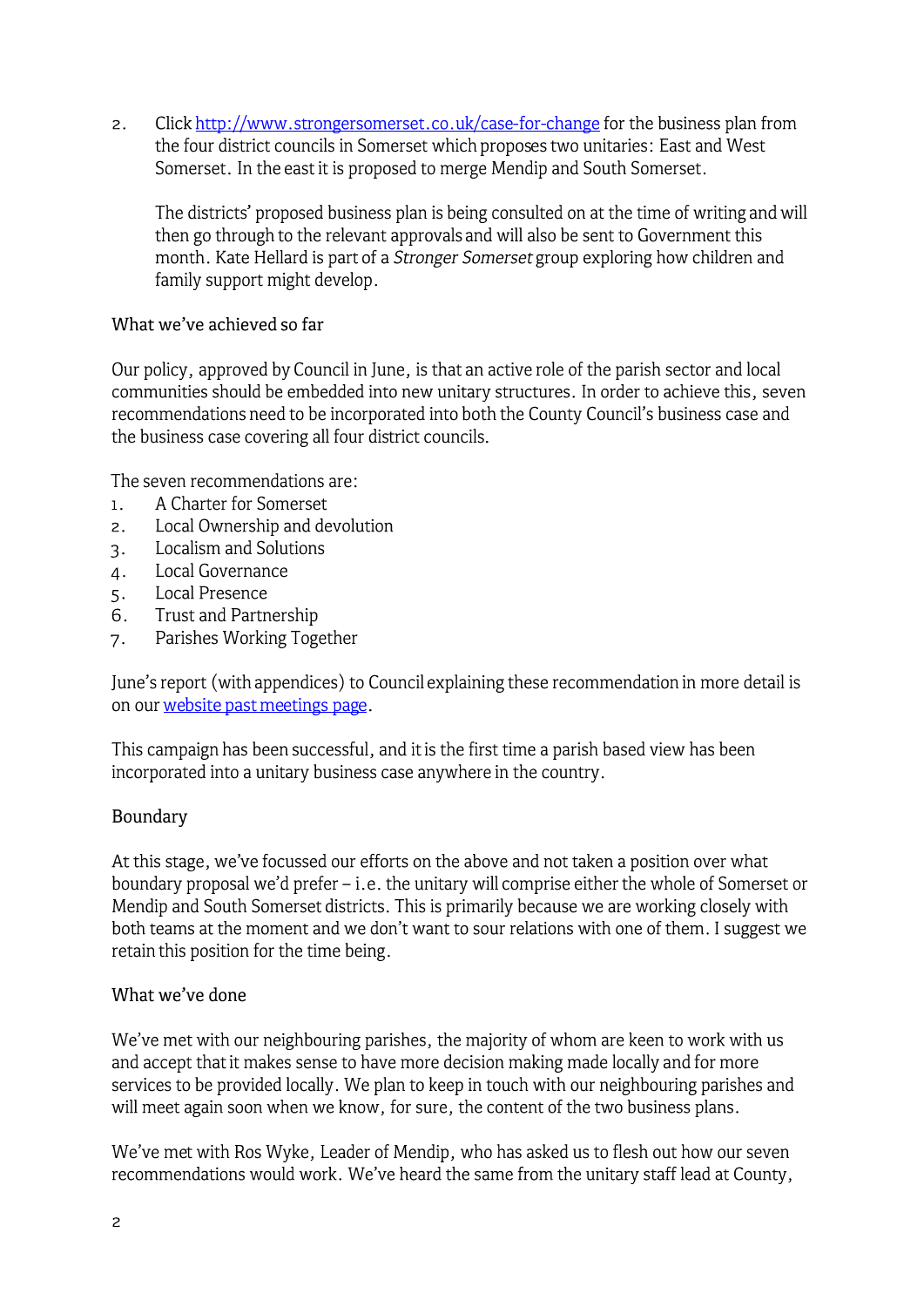2. Click [http://www.strongersomerset.co.uk/case-for-change](http://www.strongersomerset.co.uk/case-for-change) for the business plan from the four district councils in Somerset which proposes two unitaries: East and West Somerset. In the east it is proposed to merge Mendip and South Somerset.

   The districts' proposed business plan is being consulted on at the time of writing and will then go through to the relevant approvals and will also be sent to Government this month. Kate Hellard is part of a *Stronger Somerset* group exploring how children and family support might develop.

## What we've achieved so far

Our policy, approved by Council in June, is that an active role of the parish sector and local communities should be embedded into new unitary structures. In order to achieve this, seven recommendations need to be incorporated into both the County Council's business case and the business case covering all four district councils.

The seven recommendations are:

1. A Charter for Somerset
2. Local Ownership and devolution
3. Localism and Solutions
4. Local Governance
5. Local Presence
6. Trust and Partnership
7. Parishes Working Together

June's report (with appendices) to Council explaining these recommendation in more detail is on our [website past meetings page](#).

This campaign has been successful, and it is the first time a parish based view has been incorporated into a unitary business case anywhere in the country.

## Boundary

At this stage, we've focussed our efforts on the above and not taken a position over what boundary proposal we'd prefer – i.e. the unitary will comprise either the whole of Somerset or Mendip and South Somerset districts. This is primarily because we are working closely with both teams at the moment and we don't want to sour relations with one of them. I suggest we retain this position for the time being.

## What we've done

We've met with our neighbouring parishes, the majority of whom are keen to work with us and accept that it makes sense to have more decision making made locally and for more services to be provided locally. We plan to keep in touch with our neighbouring parishes and will meet again soon when we know, for sure, the content of the two business plans.

We've met with Ros Wyke, Leader of Mendip, who has asked us to flesh out how our seven recommendations would work. We've heard the same from the unitary staff lead at County,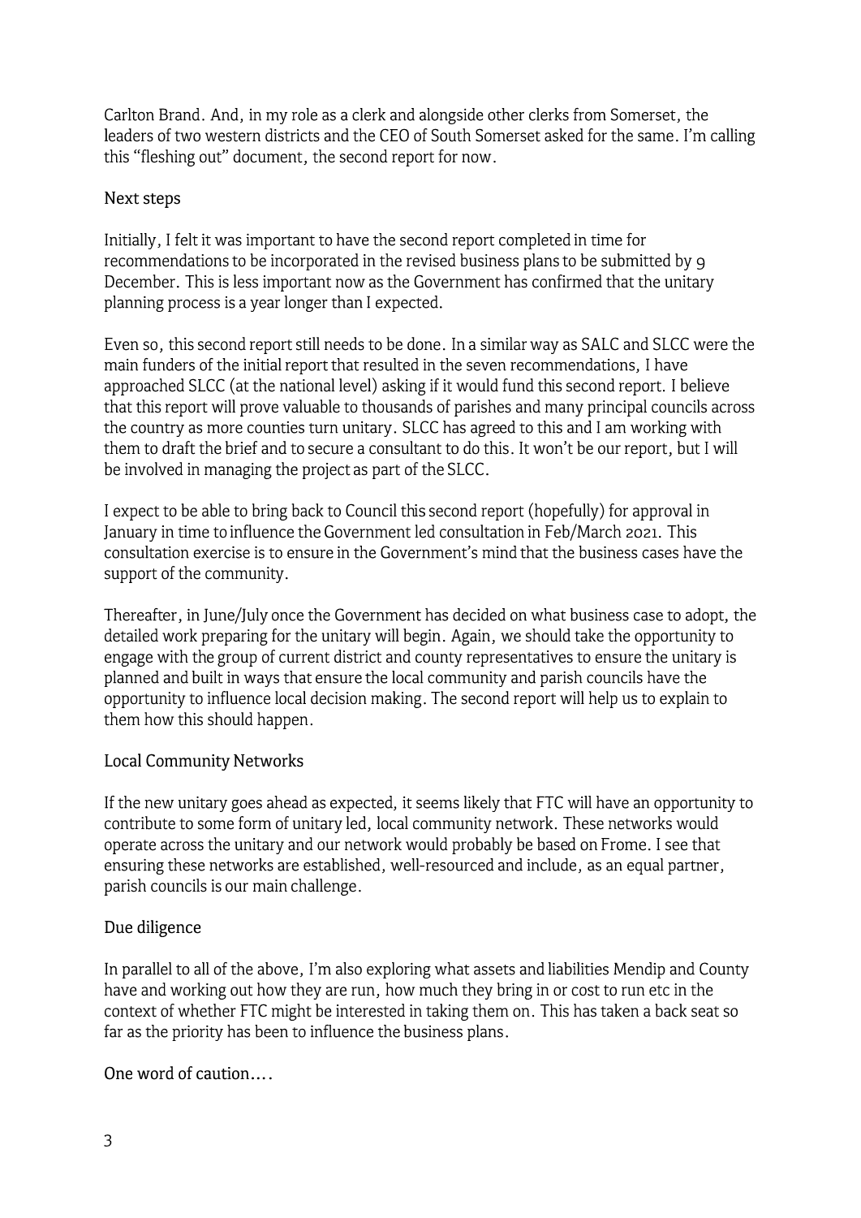Carlton Brand. And, in my role as a clerk and alongside other clerks from Somerset, the leaders of two western districts and the CEO of South Somerset asked for the same. I'm calling this "fleshing out" document, the second report for now.

## Next steps

Initially, I felt it was important to have the second report completed in time for recommendations to be incorporated in the revised business plans to be submitted by 9 December. This is less important now as the Government has confirmed that the unitary planning process is a year longer than I expected.

Even so, this second report still needs to be done. In a similar way as SALC and SLCC were the main funders of the initial report that resulted in the seven recommendations, I have approached SLCC (at the national level) asking if it would fund this second report. I believe that this report will prove valuable to thousands of parishes and many principal councils across the country as more counties turn unitary. SLCC has agreed to this and I am working with them to draft the brief and to secure a consultant to do this. It won't be our report, but I will be involved in managing the project as part of the SLCC.

I expect to be able to bring back to Council this second report (hopefully) for approval in January in time to influence the Government led consultation in Feb/March 2021. This consultation exercise is to ensure in the Government's mind that the business cases have the support of the community.

Thereafter, in June/July once the Government has decided on what business case to adopt, the detailed work preparing for the unitary will begin. Again, we should take the opportunity to engage with the group of current district and county representatives to ensure the unitary is planned and built in ways that ensure the local community and parish councils have the opportunity to influence local decision making. The second report will help us to explain to them how this should happen.

## Local Community Networks

If the new unitary goes ahead as expected, it seems likely that FTC will have an opportunity to contribute to some form of unitary led, local community network. These networks would operate across the unitary and our network would probably be based on Frome. I see that ensuring these networks are established, well-resourced and include, as an equal partner, parish councils is our main challenge.

## Due diligence

In parallel to all of the above, I'm also exploring what assets and liabilities Mendip and County have and working out how they are run, how much they bring in or cost to run etc in the context of whether FTC might be interested in taking them on. This has taken a back seat so far as the priority has been to influence the business plans.

One word of caution….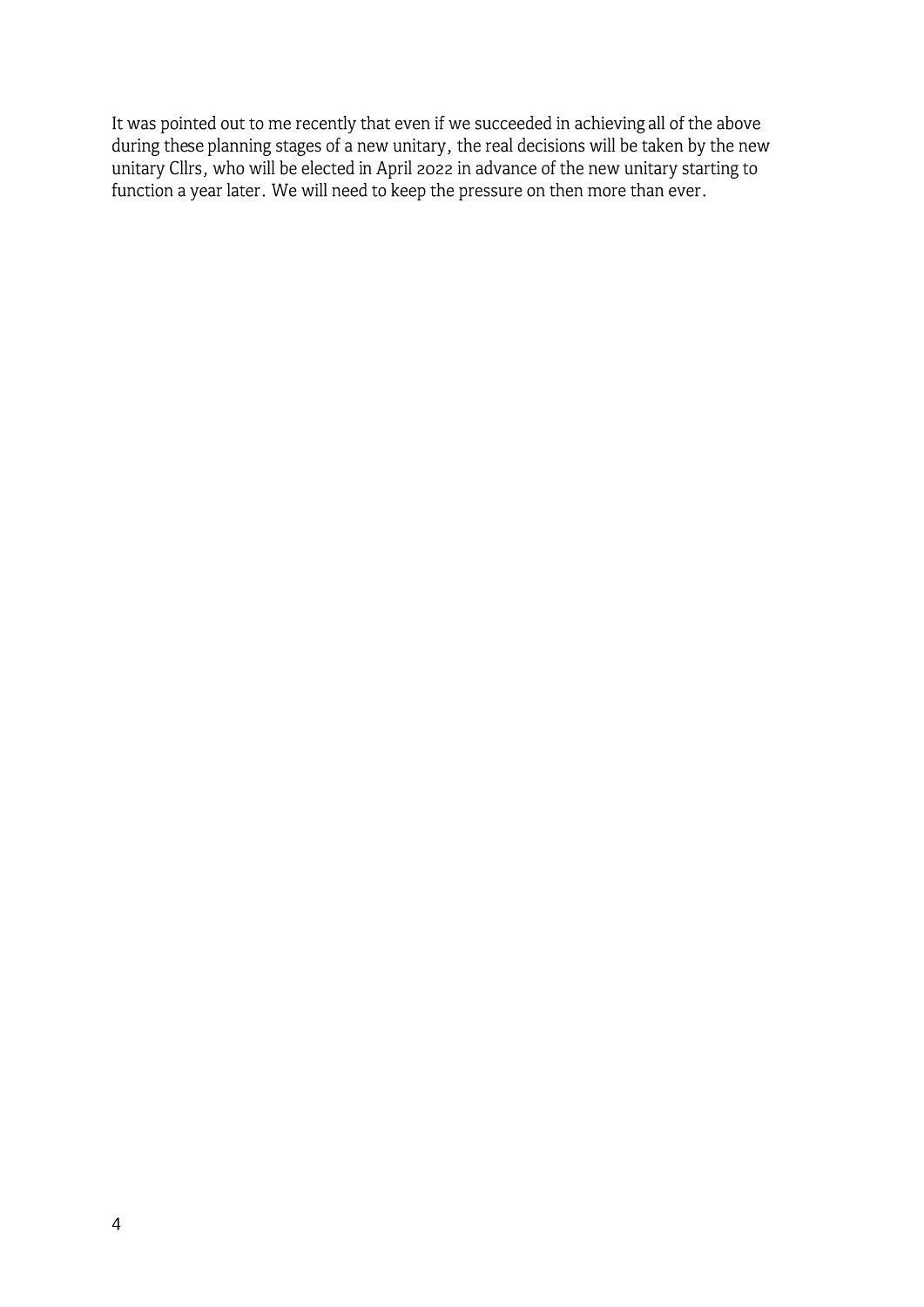It was pointed out to me recently that even if we succeeded in achieving all of the above during these planning stages of a new unitary, the real decisions will be taken by the new unitary Cllrs, who will be elected in April 2022 in advance of the new unitary starting to function a year later. We will need to keep the pressure on then more than ever.